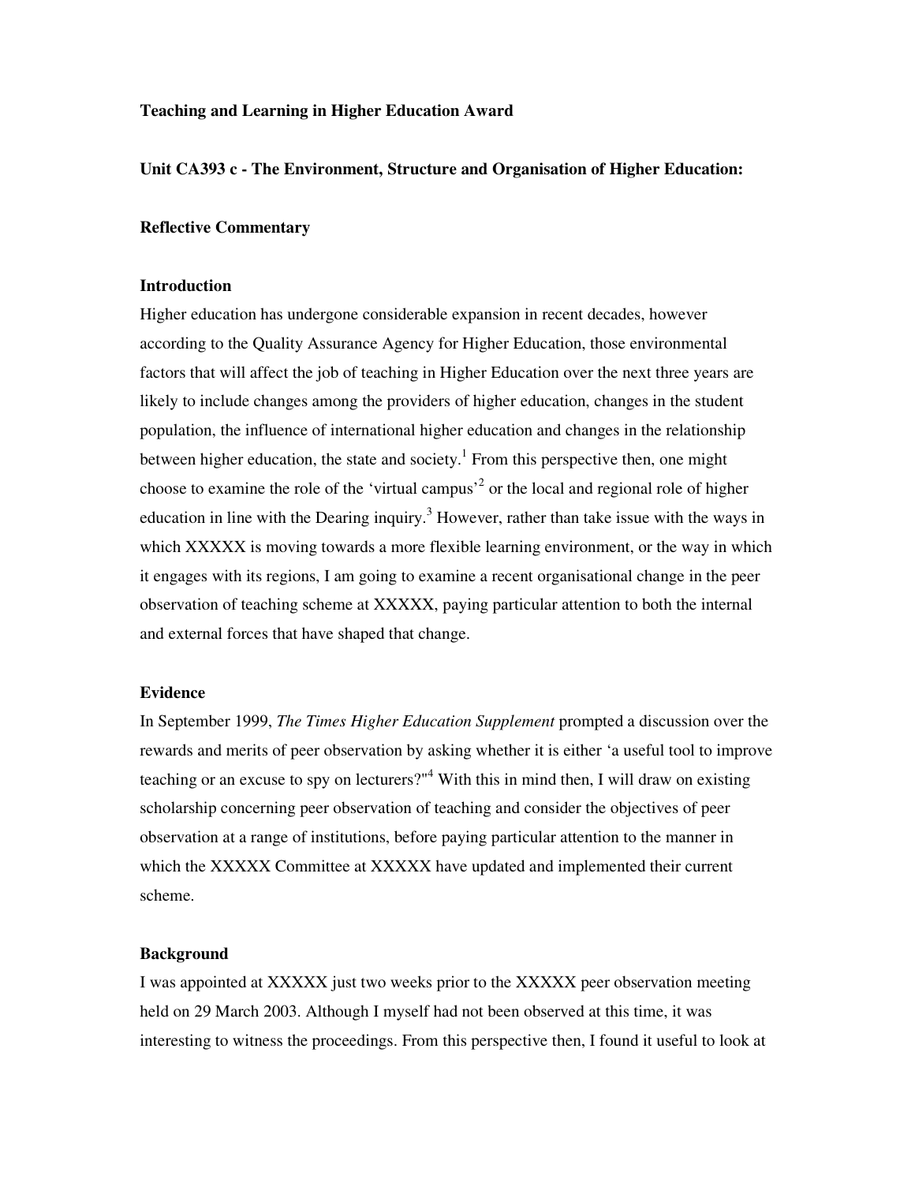**Teaching and Learning in Higher Education Award**

**Unit CA393 c - The Environment, Structure and Organisation of Higher Education:**

**Reflective Commentary**

**Introduction**

Higher education has undergone considerable expansion in recent decades, however according to the Quality Assurance Agency for Higher Education, those environmental factors that will affect the job of teaching in Higher Education over the next three years are likely to include changes among the providers of higher education, changes in the student population, the influence of international higher education and changes in the relationship between higher education, the state and society.[1] From this perspective then, one might choose to examine the role of the 'virtual campus'[2] or the local and regional role of higher education in line with the Dearing inquiry.[3] However, rather than take issue with the ways in which XXXXX is moving towards a more flexible learning environment, or the way in which it engages with its regions, I am going to examine a recent organisational change in the peer observation of teaching scheme at XXXXX, paying particular attention to both the internal and external forces that have shaped that change.

**Evidence**

In September 1999, *The Times Higher Education Supplement* prompted a discussion over the rewards and merits of peer observation by asking whether it is either 'a useful tool to improve teaching or an excuse to spy on lecturers?"[4] With this in mind then, I will draw on existing scholarship concerning peer observation of teaching and consider the objectives of peer observation at a range of institutions, before paying particular attention to the manner in which the XXXXX Committee at XXXXX have updated and implemented their current scheme.

**Background**

I was appointed at XXXXX just two weeks prior to the XXXXX peer observation meeting held on 29 March 2003. Although I myself had not been observed at this time, it was interesting to witness the proceedings. From this perspective then, I found it useful to look at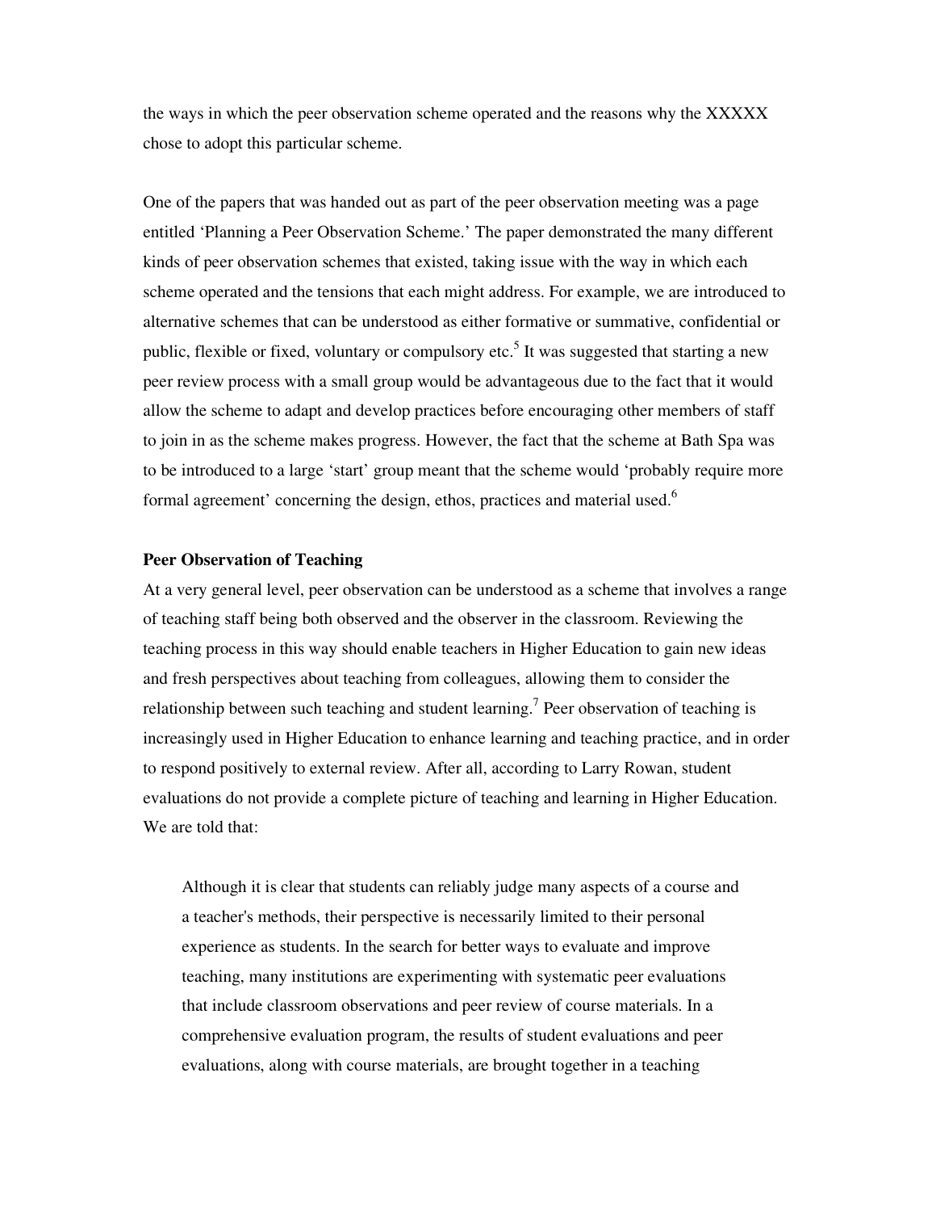the ways in which the peer observation scheme operated and the reasons why the XXXXX chose to adopt this particular scheme.

One of the papers that was handed out as part of the peer observation meeting was a page entitled 'Planning a Peer Observation Scheme.' The paper demonstrated the many different kinds of peer observation schemes that existed, taking issue with the way in which each scheme operated and the tensions that each might address. For example, we are introduced to alternative schemes that can be understood as either formative or summative, confidential or public, flexible or fixed, voluntary or compulsory etc.[5] It was suggested that starting a new peer review process with a small group would be advantageous due to the fact that it would allow the scheme to adapt and develop practices before encouraging other members of staff to join in as the scheme makes progress. However, the fact that the scheme at Bath Spa was to be introduced to a large 'start' group meant that the scheme would 'probably require more formal agreement' concerning the design, ethos, practices and material used.[6]

**Peer Observation of Teaching**

At a very general level, peer observation can be understood as a scheme that involves a range of teaching staff being both observed and the observer in the classroom. Reviewing the teaching process in this way should enable teachers in Higher Education to gain new ideas and fresh perspectives about teaching from colleagues, allowing them to consider the relationship between such teaching and student learning.[7] Peer observation of teaching is increasingly used in Higher Education to enhance learning and teaching practice, and in order to respond positively to external review. After all, according to Larry Rowan, student evaluations do not provide a complete picture of teaching and learning in Higher Education. We are told that:

> Although it is clear that students can reliably judge many aspects of a course and a teacher's methods, their perspective is necessarily limited to their personal experience as students. In the search for better ways to evaluate and improve teaching, many institutions are experimenting with systematic peer evaluations that include classroom observations and peer review of course materials. In a comprehensive evaluation program, the results of student evaluations and peer evaluations, along with course materials, are brought together in a teaching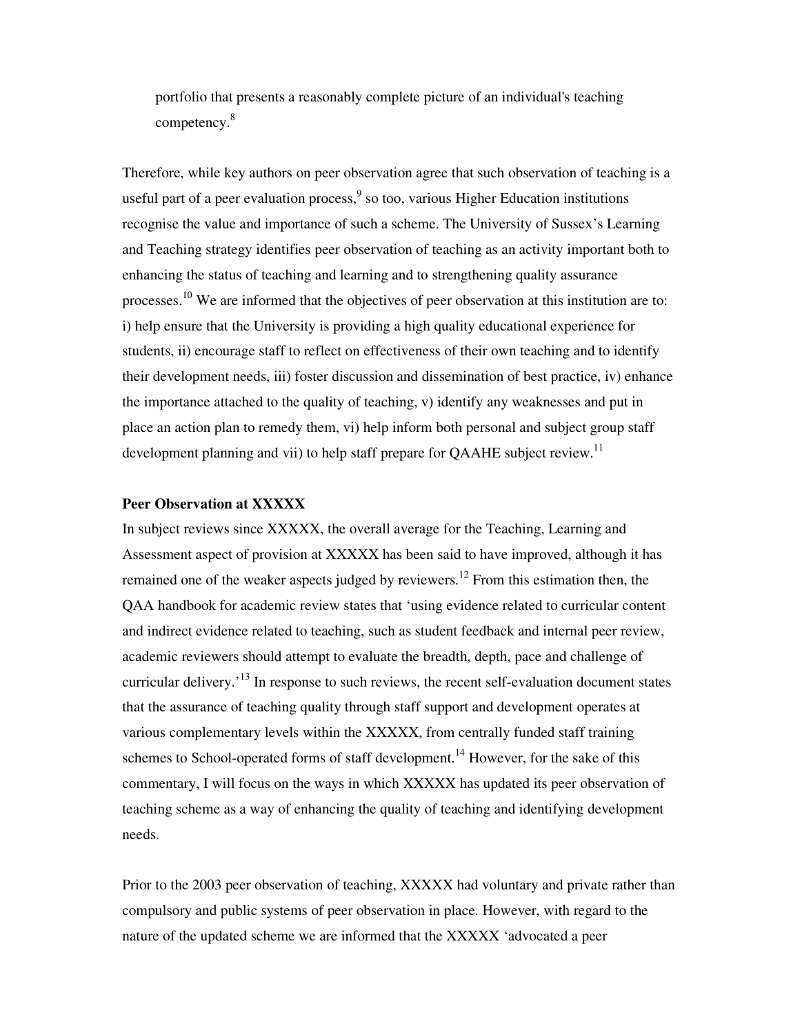portfolio that presents a reasonably complete picture of an individual's teaching competency.[8]

Therefore, while key authors on peer observation agree that such observation of teaching is a useful part of a peer evaluation process,[9] so too, various Higher Education institutions recognise the value and importance of such a scheme. The University of Sussex's Learning and Teaching strategy identifies peer observation of teaching as an activity important both to enhancing the status of teaching and learning and to strengthening quality assurance processes.[10] We are informed that the objectives of peer observation at this institution are to: i) help ensure that the University is providing a high quality educational experience for students, ii) encourage staff to reflect on effectiveness of their own teaching and to identify their development needs, iii) foster discussion and dissemination of best practice, iv) enhance the importance attached to the quality of teaching, v) identify any weaknesses and put in place an action plan to remedy them, vi) help inform both personal and subject group staff development planning and vii) to help staff prepare for QAAHE subject review.[11]

**Peer Observation at XXXXX**

In subject reviews since XXXXX, the overall average for the Teaching, Learning and Assessment aspect of provision at XXXXX has been said to have improved, although it has remained one of the weaker aspects judged by reviewers.[12] From this estimation then, the QAA handbook for academic review states that 'using evidence related to curricular content and indirect evidence related to teaching, such as student feedback and internal peer review, academic reviewers should attempt to evaluate the breadth, depth, pace and challenge of curricular delivery.'[13] In response to such reviews, the recent self-evaluation document states that the assurance of teaching quality through staff support and development operates at various complementary levels within the XXXXX, from centrally funded staff training schemes to School-operated forms of staff development.[14] However, for the sake of this commentary, I will focus on the ways in which XXXXX has updated its peer observation of teaching scheme as a way of enhancing the quality of teaching and identifying development needs.

Prior to the 2003 peer observation of teaching, XXXXX had voluntary and private rather than compulsory and public systems of peer observation in place. However, with regard to the nature of the updated scheme we are informed that the XXXXX 'advocated a peer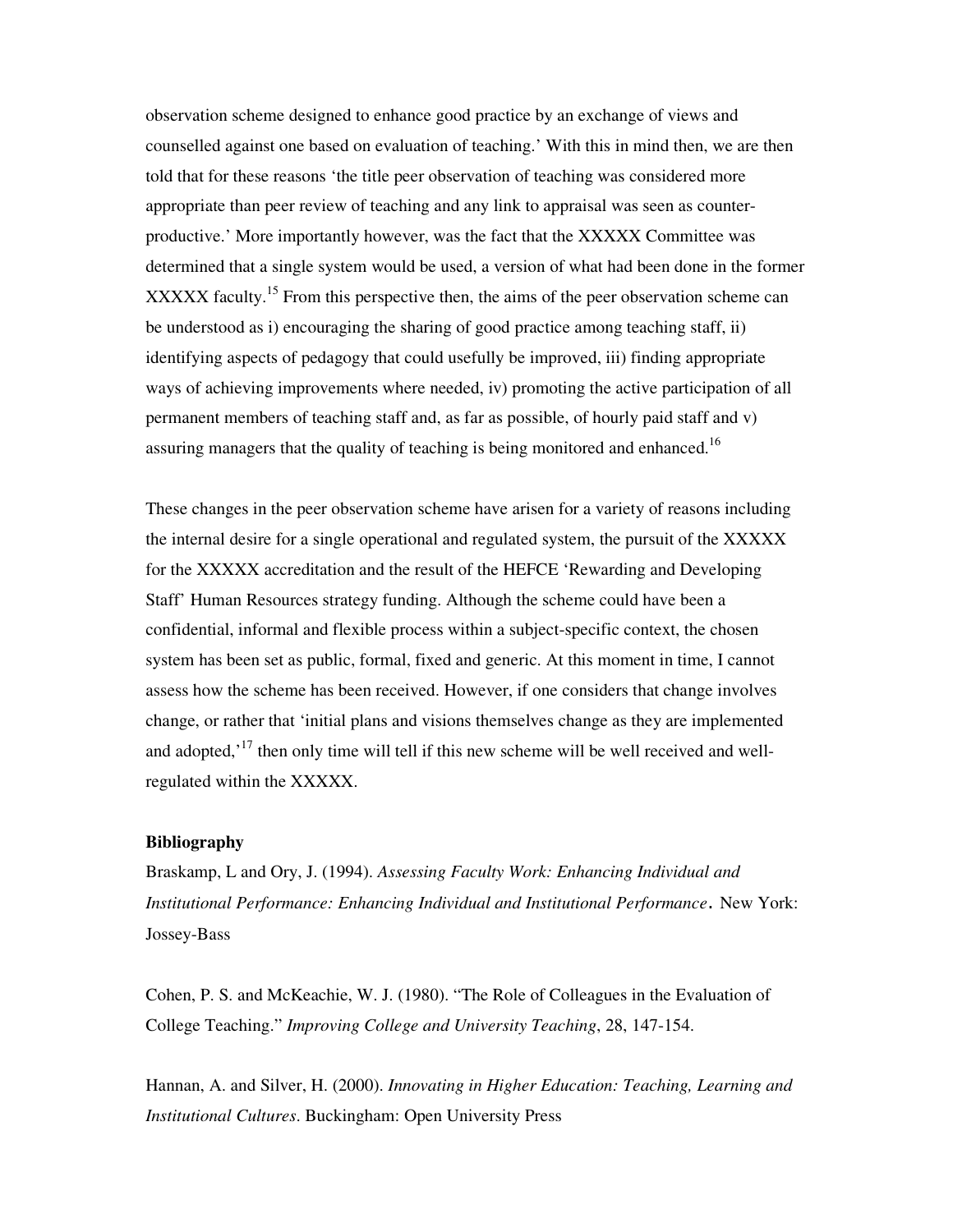observation scheme designed to enhance good practice by an exchange of views and counselled against one based on evaluation of teaching.' With this in mind then, we are then told that for these reasons 'the title peer observation of teaching was considered more appropriate than peer review of teaching and any link to appraisal was seen as counter-productive.' More importantly however, was the fact that the XXXXX Committee was determined that a single system would be used, a version of what had been done in the former XXXXX faculty.[15] From this perspective then, the aims of the peer observation scheme can be understood as i) encouraging the sharing of good practice among teaching staff, ii) identifying aspects of pedagogy that could usefully be improved, iii) finding appropriate ways of achieving improvements where needed, iv) promoting the active participation of all permanent members of teaching staff and, as far as possible, of hourly paid staff and v) assuring managers that the quality of teaching is being monitored and enhanced.[16]

These changes in the peer observation scheme have arisen for a variety of reasons including the internal desire for a single operational and regulated system, the pursuit of the XXXXX for the XXXXX accreditation and the result of the HEFCE 'Rewarding and Developing Staff' Human Resources strategy funding. Although the scheme could have been a confidential, informal and flexible process within a subject-specific context, the chosen system has been set as public, formal, fixed and generic. At this moment in time, I cannot assess how the scheme has been received. However, if one considers that change involves change, or rather that 'initial plans and visions themselves change as they are implemented and adopted,'[17] then only time will tell if this new scheme will be well received and well-regulated within the XXXXX.

**Bibliography**

Braskamp, L and Ory, J. (1994). *Assessing Faculty Work: Enhancing Individual and Institutional Performance: Enhancing Individual and Institutional Performance*. New York: Jossey-Bass

Cohen, P. S. and McKeachie, W. J. (1980). "The Role of Colleagues in the Evaluation of College Teaching." *Improving College and University Teaching*, 28, 147-154.

Hannan, A. and Silver, H. (2000). *Innovating in Higher Education: Teaching, Learning and Institutional Cultures*. Buckingham: Open University Press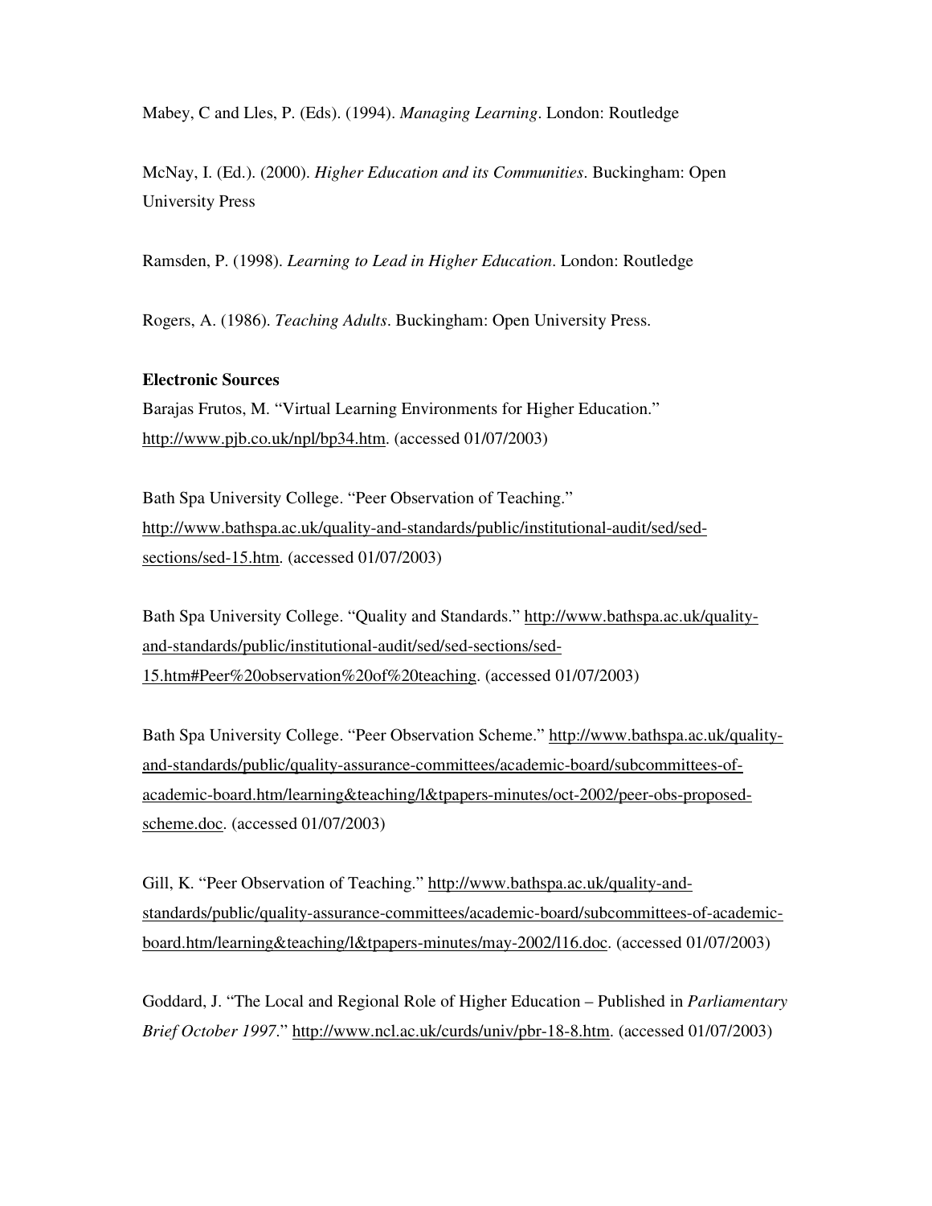Mabey, C and Lles, P. (Eds). (1994). *Managing Learning*. London: Routledge

McNay, I. (Ed.). (2000). *Higher Education and its Communities*. Buckingham: Open University Press

Ramsden, P. (1998). *Learning to Lead in Higher Education*. London: Routledge

Rogers, A. (1986). *Teaching Adults*. Buckingham: Open University Press.

**Electronic Sources**

Barajas Frutos, M. "Virtual Learning Environments for Higher Education." http://www.pjb.co.uk/npl/bp34.htm. (accessed 01/07/2003)

Bath Spa University College. "Peer Observation of Teaching." http://www.bathspa.ac.uk/quality-and-standards/public/institutional-audit/sed/sed-sections/sed-15.htm. (accessed 01/07/2003)

Bath Spa University College. "Quality and Standards." http://www.bathspa.ac.uk/quality-and-standards/public/institutional-audit/sed/sed-sections/sed-15.htm#Peer%20observation%20of%20teaching. (accessed 01/07/2003)

Bath Spa University College. "Peer Observation Scheme." http://www.bathspa.ac.uk/quality-and-standards/public/quality-assurance-committees/academic-board/subcommittees-of-academic-board.htm/learning&teaching/l&tpapers-minutes/oct-2002/peer-obs-proposed-scheme.doc. (accessed 01/07/2003)

Gill, K. "Peer Observation of Teaching." http://www.bathspa.ac.uk/quality-and-standards/public/quality-assurance-committees/academic-board/subcommittees-of-academic-board.htm/learning&teaching/l&tpapers-minutes/may-2002/l16.doc. (accessed 01/07/2003)

Goddard, J. "The Local and Regional Role of Higher Education – Published in *Parliamentary Brief October 1997*." http://www.ncl.ac.uk/curds/univ/pbr-18-8.htm. (accessed 01/07/2003)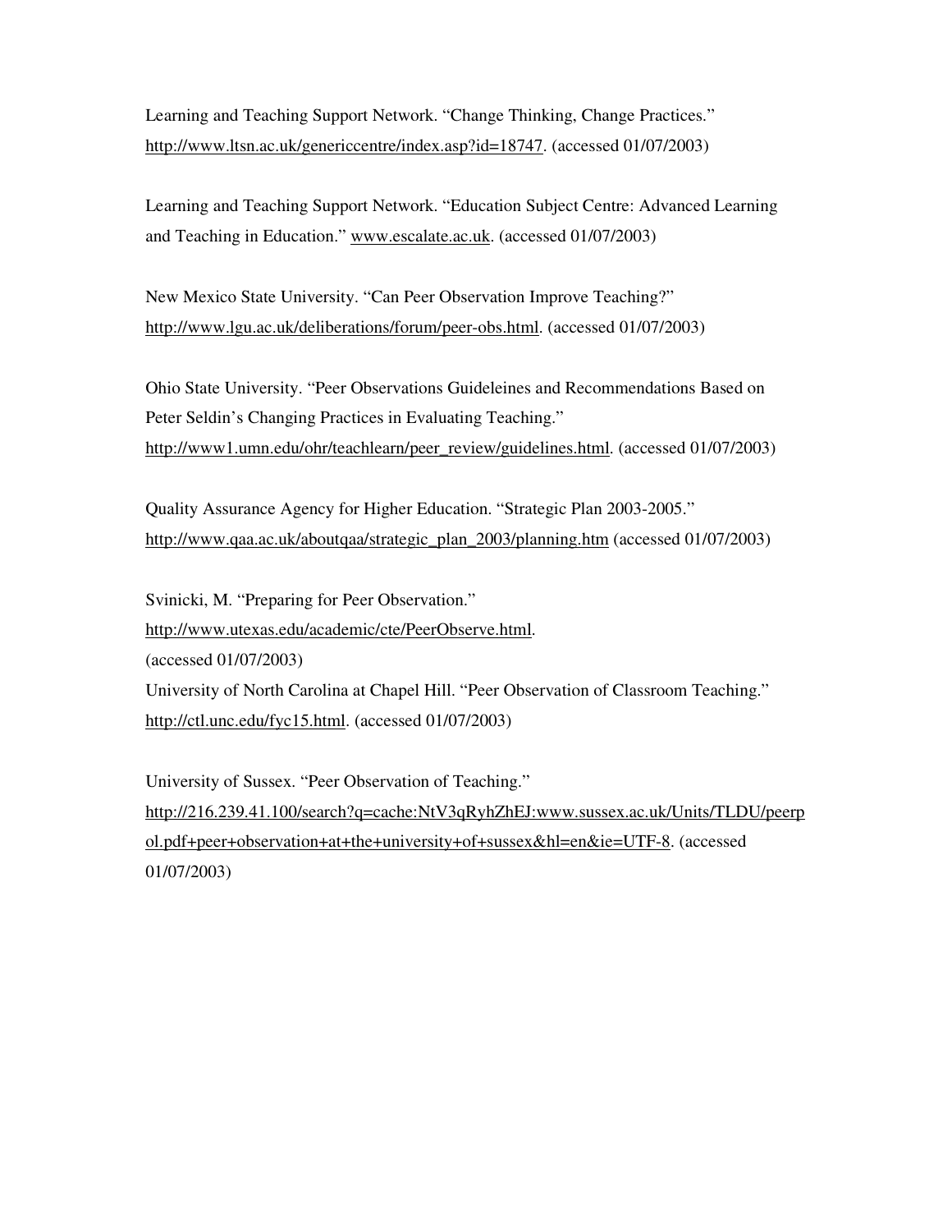Learning and Teaching Support Network. “Change Thinking, Change Practices.” http://www.ltsn.ac.uk/genericcentre/index.asp?id=18747. (accessed 01/07/2003)

Learning and Teaching Support Network. “Education Subject Centre: Advanced Learning and Teaching in Education.” www.escalate.ac.uk. (accessed 01/07/2003)

New Mexico State University. “Can Peer Observation Improve Teaching?” http://www.lgu.ac.uk/deliberations/forum/peer-obs.html. (accessed 01/07/2003)

Ohio State University. “Peer Observations Guideleines and Recommendations Based on Peter Seldin’s Changing Practices in Evaluating Teaching.” http://www1.umn.edu/ohr/teachlearn/peer_review/guidelines.html. (accessed 01/07/2003)

Quality Assurance Agency for Higher Education. “Strategic Plan 2003-2005.” http://www.qaa.ac.uk/aboutqaa/strategic_plan_2003/planning.htm (accessed 01/07/2003)

Svinicki, M. “Preparing for Peer Observation.” http://www.utexas.edu/academic/cte/PeerObserve.html. (accessed 01/07/2003)

University of North Carolina at Chapel Hill. “Peer Observation of Classroom Teaching.” http://ctl.unc.edu/fyc15.html. (accessed 01/07/2003)

University of Sussex. “Peer Observation of Teaching.” http://216.239.41.100/search?q=cache:NtV3qRyhZhEJ:www.sussex.ac.uk/Units/TLDU/peerpol.pdf+peer+observation+at+the+university+of+sussex&hl=en&ie=UTF-8. (accessed 01/07/2003)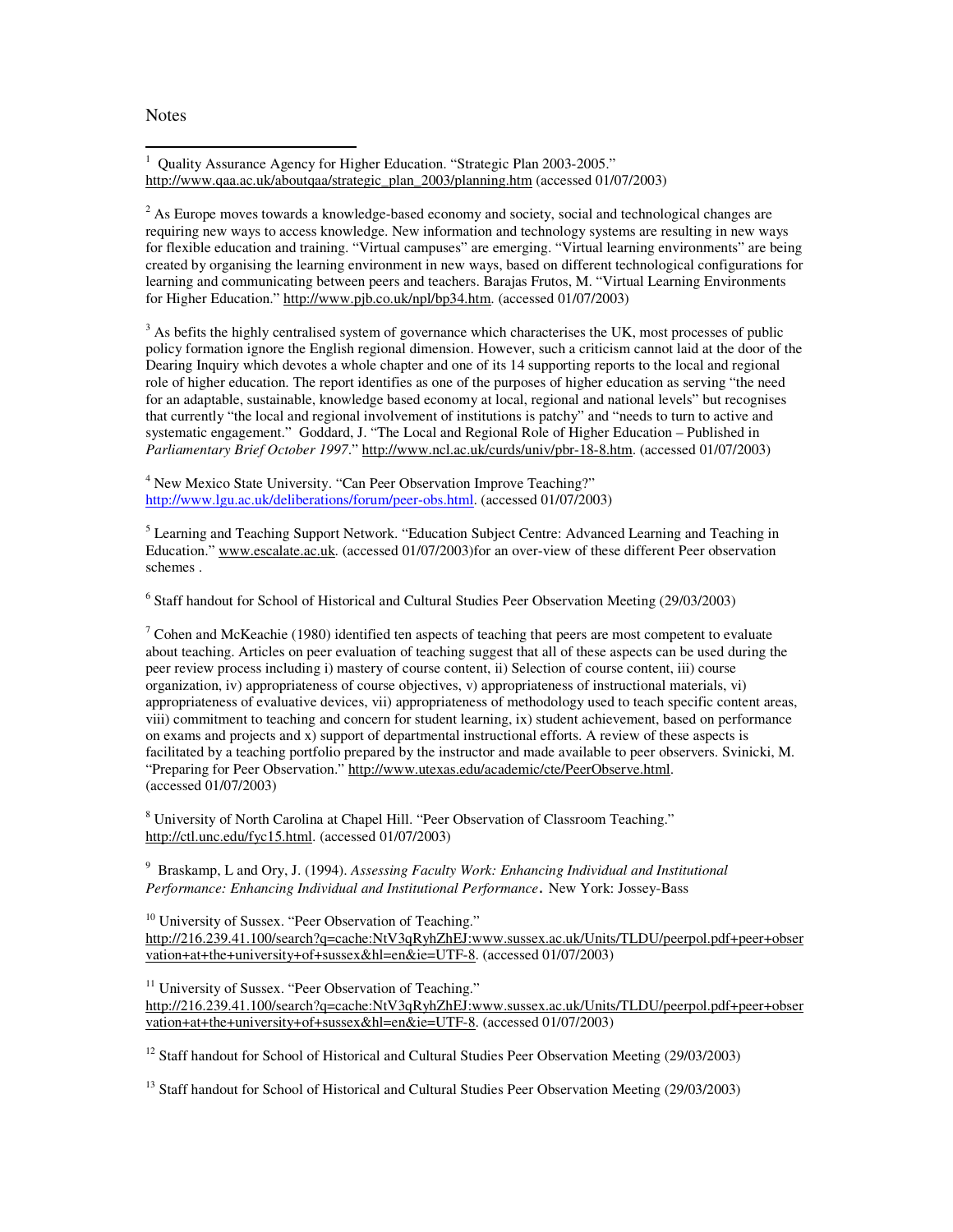Notes

[1] Quality Assurance Agency for Higher Education. "Strategic Plan 2003-2005." http://www.qaa.ac.uk/aboutqaa/strategic_plan_2003/planning.htm (accessed 01/07/2003)

[2] As Europe moves towards a knowledge-based economy and society, social and technological changes are requiring new ways to access knowledge. New information and technology systems are resulting in new ways for flexible education and training. "Virtual campuses" are emerging. "Virtual learning environments" are being created by organising the learning environment in new ways, based on different technological configurations for learning and communicating between peers and teachers. Barajas Frutos, M. "Virtual Learning Environments for Higher Education." http://www.pjb.co.uk/npl/bp34.htm. (accessed 01/07/2003)

[3] As befits the highly centralised system of governance which characterises the UK, most processes of public policy formation ignore the English regional dimension. However, such a criticism cannot laid at the door of the Dearing Inquiry which devotes a whole chapter and one of its 14 supporting reports to the local and regional role of higher education. The report identifies as one of the purposes of higher education as serving "the need for an adaptable, sustainable, knowledge based economy at local, regional and national levels" but recognises that currently "the local and regional involvement of institutions is patchy" and "needs to turn to active and systematic engagement." Goddard, J. "The Local and Regional Role of Higher Education – Published in *Parliamentary Brief October 1997*." http://www.ncl.ac.uk/curds/univ/pbr-18-8.htm. (accessed 01/07/2003)

[4] New Mexico State University. "Can Peer Observation Improve Teaching?" http://www.lgu.ac.uk/deliberations/forum/peer-obs.html. (accessed 01/07/2003)

[5] Learning and Teaching Support Network. "Education Subject Centre: Advanced Learning and Teaching in Education." www.escalate.ac.uk. (accessed 01/07/2003)for an over-view of these different Peer observation schemes .

[6] Staff handout for School of Historical and Cultural Studies Peer Observation Meeting (29/03/2003)

[7] Cohen and McKeachie (1980) identified ten aspects of teaching that peers are most competent to evaluate about teaching. Articles on peer evaluation of teaching suggest that all of these aspects can be used during the peer review process including i) mastery of course content, ii) Selection of course content, iii) course organization, iv) appropriateness of course objectives, v) appropriateness of instructional materials, vi) appropriateness of evaluative devices, vii) appropriateness of methodology used to teach specific content areas, viii) commitment to teaching and concern for student learning, ix) student achievement, based on performance on exams and projects and x) support of departmental instructional efforts. A review of these aspects is facilitated by a teaching portfolio prepared by the instructor and made available to peer observers. Svinicki, M. "Preparing for Peer Observation." http://www.utexas.edu/academic/cte/PeerObserve.html. (accessed 01/07/2003)

[8] University of North Carolina at Chapel Hill. "Peer Observation of Classroom Teaching." http://ctl.unc.edu/fyc15.html. (accessed 01/07/2003)

[9] Braskamp, L and Ory, J. (1994). *Assessing Faculty Work: Enhancing Individual and Institutional Performance: Enhancing Individual and Institutional Performance*. New York: Jossey-Bass

[10] University of Sussex. "Peer Observation of Teaching." http://216.239.41.100/search?q=cache:NtV3qRyhZhEJ:www.sussex.ac.uk/Units/TLDU/peerpol.pdf+peer+observation+at+the+university+of+sussex&hl=en&ie=UTF-8. (accessed 01/07/2003)

[11] University of Sussex. "Peer Observation of Teaching." http://216.239.41.100/search?q=cache:NtV3qRyhZhEJ:www.sussex.ac.uk/Units/TLDU/peerpol.pdf+peer+observation+at+the+university+of+sussex&hl=en&ie=UTF-8. (accessed 01/07/2003)

[12] Staff handout for School of Historical and Cultural Studies Peer Observation Meeting (29/03/2003)

[13] Staff handout for School of Historical and Cultural Studies Peer Observation Meeting (29/03/2003)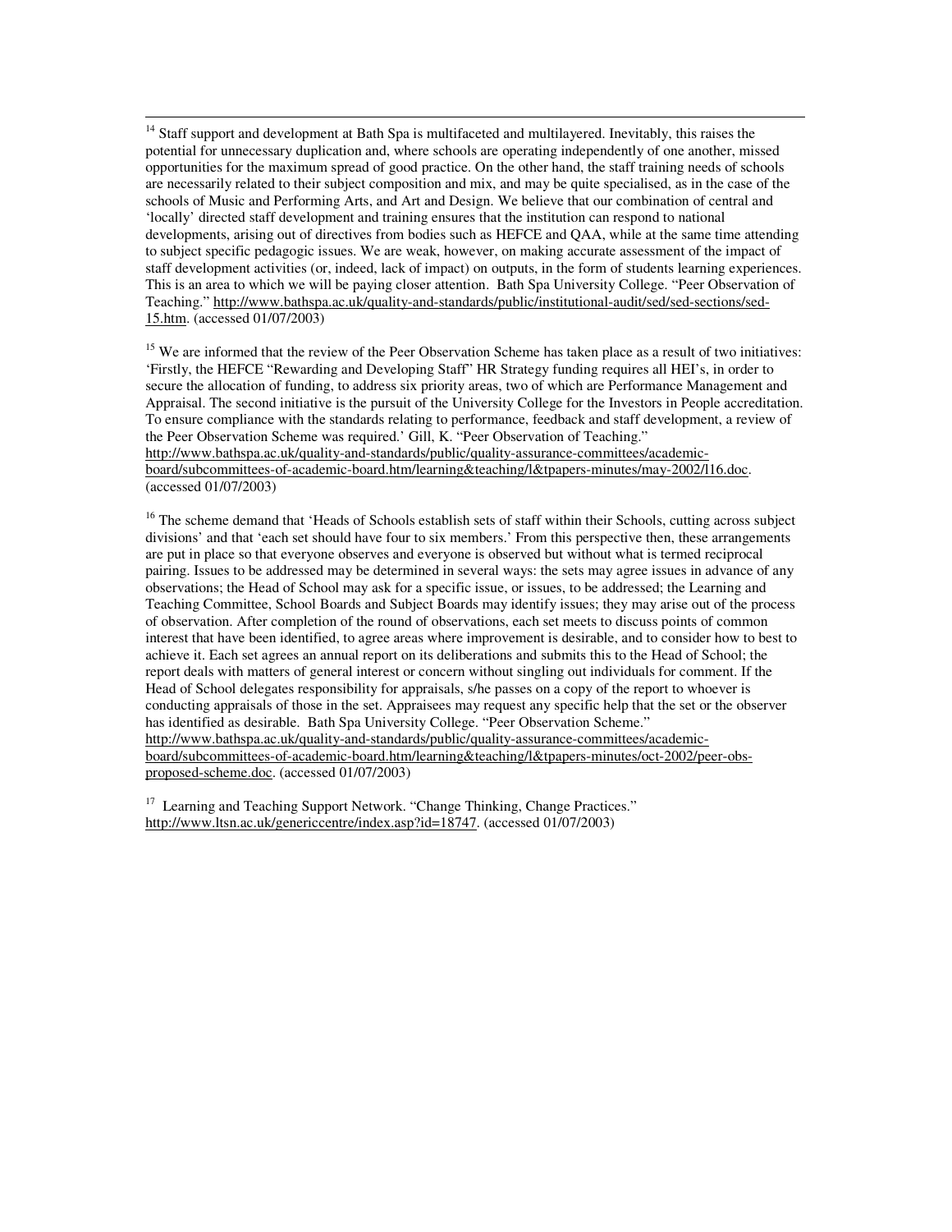[14] Staff support and development at Bath Spa is multifaceted and multilayered. Inevitably, this raises the potential for unnecessary duplication and, where schools are operating independently of one another, missed opportunities for the maximum spread of good practice. On the other hand, the staff training needs of schools are necessarily related to their subject composition and mix, and may be quite specialised, as in the case of the schools of Music and Performing Arts, and Art and Design. We believe that our combination of central and 'locally' directed staff development and training ensures that the institution can respond to national developments, arising out of directives from bodies such as HEFCE and QAA, while at the same time attending to subject specific pedagogic issues. We are weak, however, on making accurate assessment of the impact of staff development activities (or, indeed, lack of impact) on outputs, in the form of students learning experiences. This is an area to which we will be paying closer attention. Bath Spa University College. "Peer Observation of Teaching." http://www.bathspa.ac.uk/quality-and-standards/public/institutional-audit/sed/sed-sections/sed-15.htm. (accessed 01/07/2003)

[15] We are informed that the review of the Peer Observation Scheme has taken place as a result of two initiatives: 'Firstly, the HEFCE "Rewarding and Developing Staff" HR Strategy funding requires all HEI's, in order to secure the allocation of funding, to address six priority areas, two of which are Performance Management and Appraisal. The second initiative is the pursuit of the University College for the Investors in People accreditation. To ensure compliance with the standards relating to performance, feedback and staff development, a review of the Peer Observation Scheme was required.' Gill, K. "Peer Observation of Teaching." http://www.bathspa.ac.uk/quality-and-standards/public/quality-assurance-committees/academic-board/subcommittees-of-academic-board.htm/learning&teaching/l&tpapers-minutes/may-2002/l16.doc. (accessed 01/07/2003)

[16] The scheme demand that 'Heads of Schools establish sets of staff within their Schools, cutting across subject divisions' and that 'each set should have four to six members.' From this perspective then, these arrangements are put in place so that everyone observes and everyone is observed but without what is termed reciprocal pairing. Issues to be addressed may be determined in several ways: the sets may agree issues in advance of any observations; the Head of School may ask for a specific issue, or issues, to be addressed; the Learning and Teaching Committee, School Boards and Subject Boards may identify issues; they may arise out of the process of observation. After completion of the round of observations, each set meets to discuss points of common interest that have been identified, to agree areas where improvement is desirable, and to consider how to best to achieve it. Each set agrees an annual report on its deliberations and submits this to the Head of School; the report deals with matters of general interest or concern without singling out individuals for comment. If the Head of School delegates responsibility for appraisals, s/he passes on a copy of the report to whoever is conducting appraisals of those in the set. Appraisees may request any specific help that the set or the observer has identified as desirable. Bath Spa University College. "Peer Observation Scheme." http://www.bathspa.ac.uk/quality-and-standards/public/quality-assurance-committees/academic-board/subcommittees-of-academic-board.htm/learning&teaching/l&tpapers-minutes/oct-2002/peer-obs-proposed-scheme.doc. (accessed 01/07/2003)

[17] Learning and Teaching Support Network. "Change Thinking, Change Practices." http://www.ltsn.ac.uk/genericcentre/index.asp?id=18747. (accessed 01/07/2003)